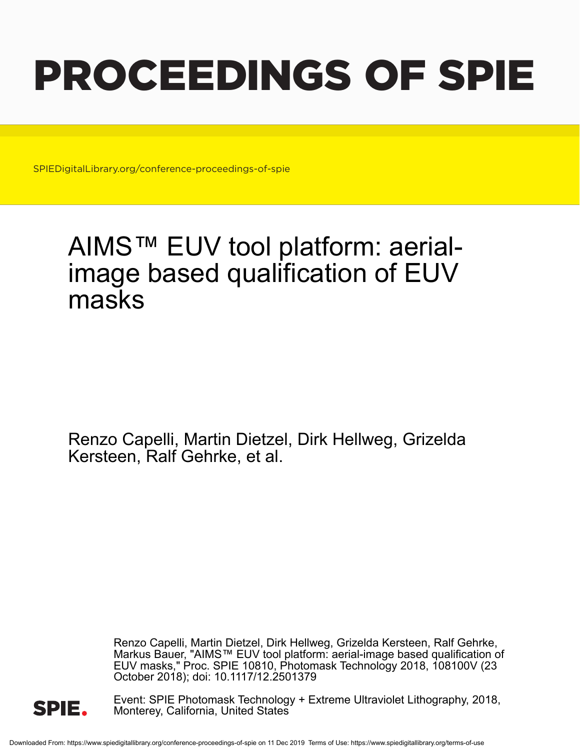# PROCEEDINGS OF SPIE

SPIEDigitalLibrary.org/conference-proceedings-of-spie

## AIMS™ EUV tool platform: aerial-image based qualification of EUV masks

Renzo Capelli, Martin Dietzel, Dirk Hellweg, Grizelda Kersteen, Ralf Gehrke, et al.

Renzo Capelli, Martin Dietzel, Dirk Hellweg, Grizelda Kersteen, Ralf Gehrke, Markus Bauer, "AIMS™ EUV tool platform: aerial-image based qualification of EUV masks," Proc. SPIE 10810, Photomask Technology 2018, 108100V (23 October 2018); doi: 10.1117/12.2501379

Event: SPIE Photomask Technology + Extreme Ultraviolet Lithography, 2018, Monterey, California, United States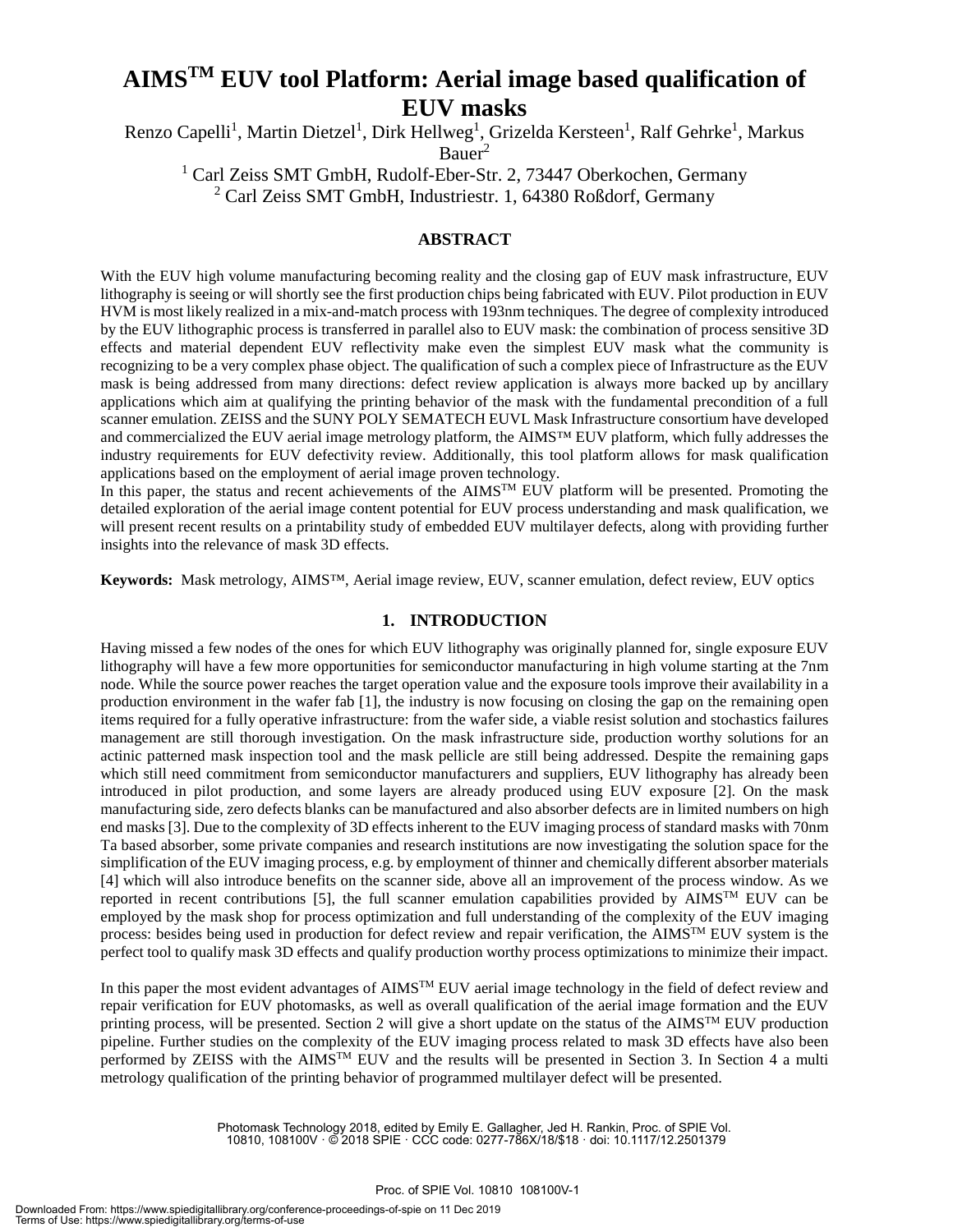# AIMS™ EUV tool Platform: Aerial image based qualification of EUV masks

Renzo Capelli[1], Martin Dietzel[1], Dirk Hellweg[1], Grizelda Kersteen[1], Ralf Gehrke[1], Markus Bauer[2]

[1] Carl Zeiss SMT GmbH, Rudolf-Eber-Str. 2, 73447 Oberkochen, Germany

[2] Carl Zeiss SMT GmbH, Industriestr. 1, 64380 Roßdorf, Germany

## ABSTRACT

With the EUV high volume manufacturing becoming reality and the closing gap of EUV mask infrastructure, EUV lithography is seeing or will shortly see the first production chips being fabricated with EUV. Pilot production in EUV HVM is most likely realized in a mix-and-match process with 193nm techniques. The degree of complexity introduced by the EUV lithographic process is transferred in parallel also to EUV mask: the combination of process sensitive 3D effects and material dependent EUV reflectivity make even the simplest EUV mask what the community is recognizing to be a very complex phase object. The qualification of such a complex piece of Infrastructure as the EUV mask is being addressed from many directions: defect review application is always more backed up by ancillary applications which aim at qualifying the printing behavior of the mask with the fundamental precondition of a full scanner emulation. ZEISS and the SUNY POLY SEMATECH EUVL Mask Infrastructure consortium have developed and commercialized the EUV aerial image metrology platform, the AIMS™ EUV platform, which fully addresses the industry requirements for EUV defectivity review. Additionally, this tool platform allows for mask qualification applications based on the employment of aerial image proven technology.

In this paper, the status and recent achievements of the AIMS™ EUV platform will be presented. Promoting the detailed exploration of the aerial image content potential for EUV process understanding and mask qualification, we will present recent results on a printability study of embedded EUV multilayer defects, along with providing further insights into the relevance of mask 3D effects.

**Keywords:** Mask metrology, AIMS™, Aerial image review, EUV, scanner emulation, defect review, EUV optics

## 1. INTRODUCTION

Having missed a few nodes of the ones for which EUV lithography was originally planned for, single exposure EUV lithography will have a few more opportunities for semiconductor manufacturing in high volume starting at the 7nm node. While the source power reaches the target operation value and the exposure tools improve their availability in a production environment in the wafer fab [1], the industry is now focusing on closing the gap on the remaining open items required for a fully operative infrastructure: from the wafer side, a viable resist solution and stochastics failures management are still thorough investigation. On the mask infrastructure side, production worthy solutions for an actinic patterned mask inspection tool and the mask pellicle are still being addressed. Despite the remaining gaps which still need commitment from semiconductor manufacturers and suppliers, EUV lithography has already been introduced in pilot production, and some layers are already produced using EUV exposure [2]. On the mask manufacturing side, zero defects blanks can be manufactured and also absorber defects are in limited numbers on high end masks [3]. Due to the complexity of 3D effects inherent to the EUV imaging process of standard masks with 70nm Ta based absorber, some private companies and research institutions are now investigating the solution space for the simplification of the EUV imaging process, e.g. by employment of thinner and chemically different absorber materials [4] which will also introduce benefits on the scanner side, above all an improvement of the process window. As we reported in recent contributions [5], the full scanner emulation capabilities provided by AIMS™ EUV can be employed by the mask shop for process optimization and full understanding of the complexity of the EUV imaging process: besides being used in production for defect review and repair verification, the AIMS™ EUV system is the perfect tool to qualify mask 3D effects and qualify production worthy process optimizations to minimize their impact.

In this paper the most evident advantages of AIMS™ EUV aerial image technology in the field of defect review and repair verification for EUV photomasks, as well as overall qualification of the aerial image formation and the EUV printing process, will be presented. Section 2 will give a short update on the status of the AIMS™ EUV production pipeline. Further studies on the complexity of the EUV imaging process related to mask 3D effects have also been performed by ZEISS with the AIMS™ EUV and the results will be presented in Section 3. In Section 4 a multi metrology qualification of the printing behavior of programmed multilayer defect will be presented.

Photomask Technology 2018, edited by Emily E. Gallagher, Jed H. Rankin, Proc. of SPIE Vol. 10810, 108100V · © 2018 SPIE · CCC code: 0277-786X/18/$18 · doi: 10.1117/12.2501379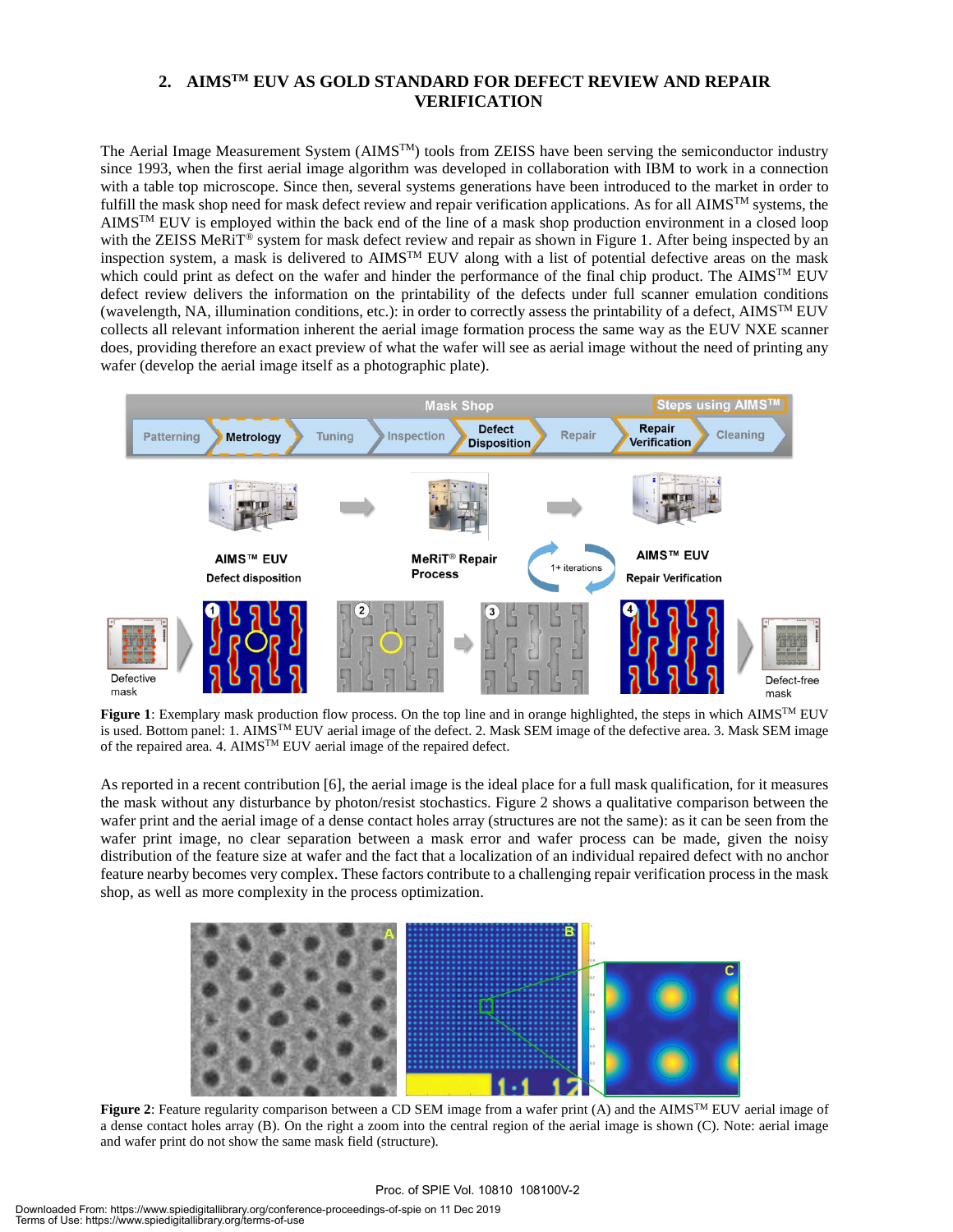## 2. AIMS™ EUV AS GOLD STANDARD FOR DEFECT REVIEW AND REPAIR VERIFICATION

The Aerial Image Measurement System (AIMS™) tools from ZEISS have been serving the semiconductor industry since 1993, when the first aerial image algorithm was developed in collaboration with IBM to work in a connection with a table top microscope. Since then, several systems generations have been introduced to the market in order to fulfill the mask shop need for mask defect review and repair verification applications. As for all AIMS™ systems, the AIMS™ EUV is employed within the back end of the line of a mask shop production environment in a closed loop with the ZEISS MeRiT® system for mask defect review and repair as shown in Figure 1. After being inspected by an inspection system, a mask is delivered to AIMS™ EUV along with a list of potential defective areas on the mask which could print as defect on the wafer and hinder the performance of the final chip product. The AIMS™ EUV defect review delivers the information on the printability of the defects under full scanner emulation conditions (wavelength, NA, illumination conditions, etc.): in order to correctly assess the printability of a defect, AIMS™ EUV collects all relevant information inherent the aerial image formation process the same way as the EUV NXE scanner does, providing therefore an exact preview of what the wafer will see as aerial image without the need of printing any wafer (develop the aerial image itself as a photographic plate).

**Figure 1**: Exemplary mask production flow process. On the top line and in orange highlighted, the steps in which AIMS™ EUV is used. Bottom panel: 1. AIMS™ EUV aerial image of the defect. 2. Mask SEM image of the defective area. 3. Mask SEM image of the repaired area. 4. AIMS™ EUV aerial image of the repaired defect.

As reported in a recent contribution [6], the aerial image is the ideal place for a full mask qualification, for it measures the mask without any disturbance by photon/resist stochastics. Figure 2 shows a qualitative comparison between the wafer print and the aerial image of a dense contact holes array (structures are not the same): as it can be seen from the wafer print image, no clear separation between a mask error and wafer process can be made, given the noisy distribution of the feature size at wafer and the fact that a localization of an individual repaired defect with no anchor feature nearby becomes very complex. These factors contribute to a challenging repair verification process in the mask shop, as well as more complexity in the process optimization.

**Figure 2**: Feature regularity comparison between a CD SEM image from a wafer print (A) and the AIMS™ EUV aerial image of a dense contact holes array (B). On the right a zoom into the central region of the aerial image is shown (C). Note: aerial image and wafer print do not show the same mask field (structure).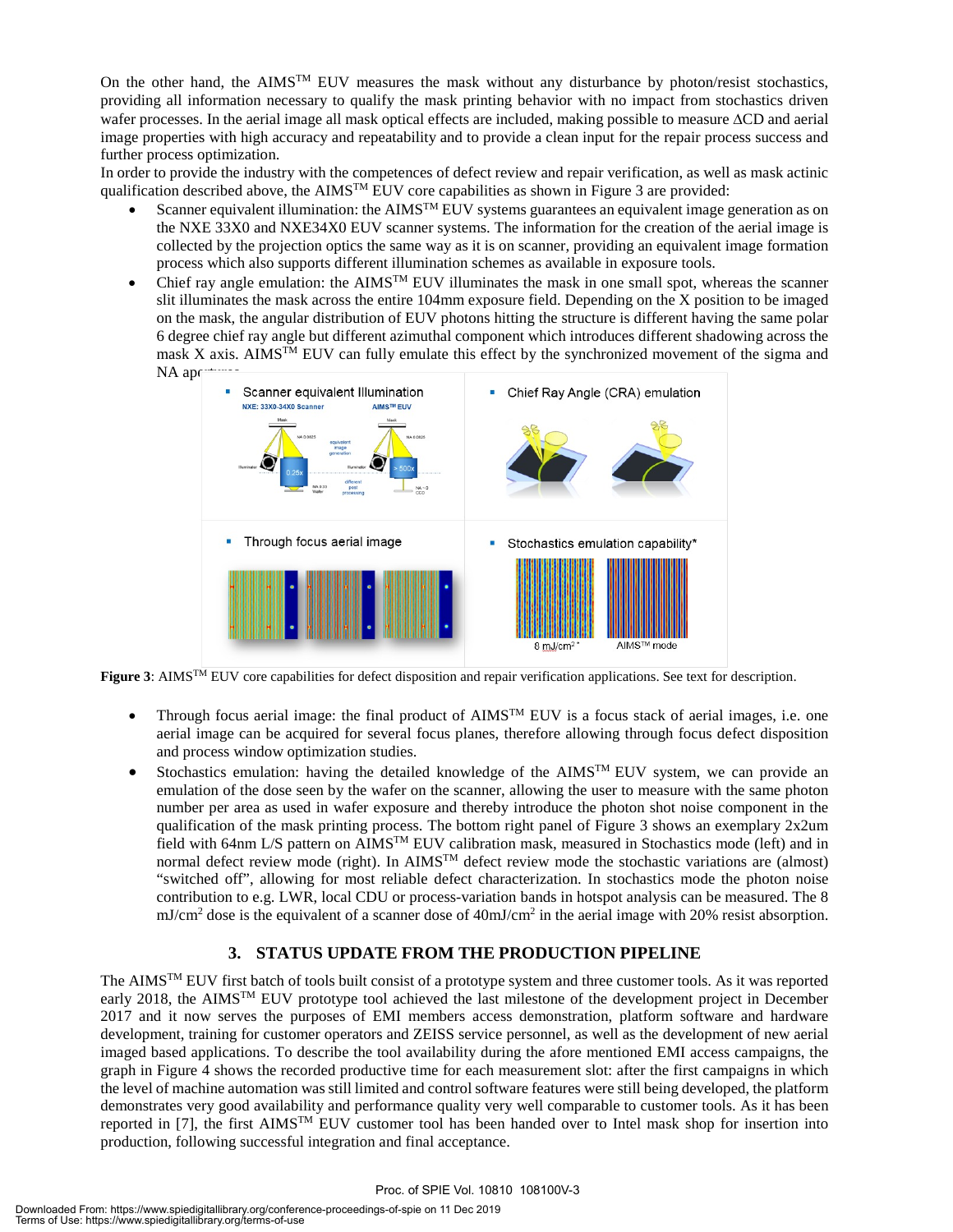On the other hand, the AIMS™ EUV measures the mask without any disturbance by photon/resist stochastics, providing all information necessary to qualify the mask printing behavior with no impact from stochastics driven wafer processes. In the aerial image all mask optical effects are included, making possible to measure ΔCD and aerial image properties with high accuracy and repeatability and to provide a clean input for the repair process success and further process optimization.

In order to provide the industry with the competences of defect review and repair verification, as well as mask actinic qualification described above, the AIMS™ EUV core capabilities as shown in Figure 3 are provided:

- Scanner equivalent illumination: the AIMS™ EUV systems guarantees an equivalent image generation as on the NXE 33X0 and NXE34X0 EUV scanner systems. The information for the creation of the aerial image is collected by the projection optics the same way as it is on scanner, providing an equivalent image formation process which also supports different illumination schemes as available in exposure tools.
- Chief ray angle emulation: the AIMS™ EUV illuminates the mask in one small spot, whereas the scanner slit illuminates the mask across the entire 104mm exposure field. Depending on the X position to be imaged on the mask, the angular distribution of EUV photons hitting the structure is different having the same polar 6 degree chief ray angle but different azimuthal component which introduces different shadowing across the mask X axis. AIMS™ EUV can fully emulate this effect by the synchronized movement of the sigma and NA apertures.

**Figure 3**: AIMS™ EUV core capabilities for defect disposition and repair verification applications. See text for description.

- Through focus aerial image: the final product of AIMS™ EUV is a focus stack of aerial images, i.e. one aerial image can be acquired for several focus planes, therefore allowing through focus defect disposition and process window optimization studies.
- Stochastics emulation: having the detailed knowledge of the AIMS™ EUV system, we can provide an emulation of the dose seen by the wafer on the scanner, allowing the user to measure with the same photon number per area as used in wafer exposure and thereby introduce the photon shot noise component in the qualification of the mask printing process. The bottom right panel of Figure 3 shows an exemplary 2x2um field with 64nm L/S pattern on AIMS™ EUV calibration mask, measured in Stochastics mode (left) and in normal defect review mode (right). In AIMS™ defect review mode the stochastic variations are (almost) "switched off", allowing for most reliable defect characterization. In stochastics mode the photon noise contribution to e.g. LWR, local CDU or process-variation bands in hotspot analysis can be measured. The 8 $mJ/cm^2$ dose is the equivalent of a scanner dose of $40mJ/cm^2$ in the aerial image with 20% resist absorption.

## 3. STATUS UPDATE FROM THE PRODUCTION PIPELINE

The AIMS™ EUV first batch of tools built consist of a prototype system and three customer tools. As it was reported early 2018, the AIMS™ EUV prototype tool achieved the last milestone of the development project in December 2017 and it now serves the purposes of EMI members access demonstration, platform software and hardware development, training for customer operators and ZEISS service personnel, as well as the development of new aerial imaged based applications. To describe the tool availability during the afore mentioned EMI access campaigns, the graph in Figure 4 shows the recorded productive time for each measurement slot: after the first campaigns in which the level of machine automation was still limited and control software features were still being developed, the platform demonstrates very good availability and performance quality very well comparable to customer tools. As it has been reported in [7], the first AIMS™ EUV customer tool has been handed over to Intel mask shop for insertion into production, following successful integration and final acceptance.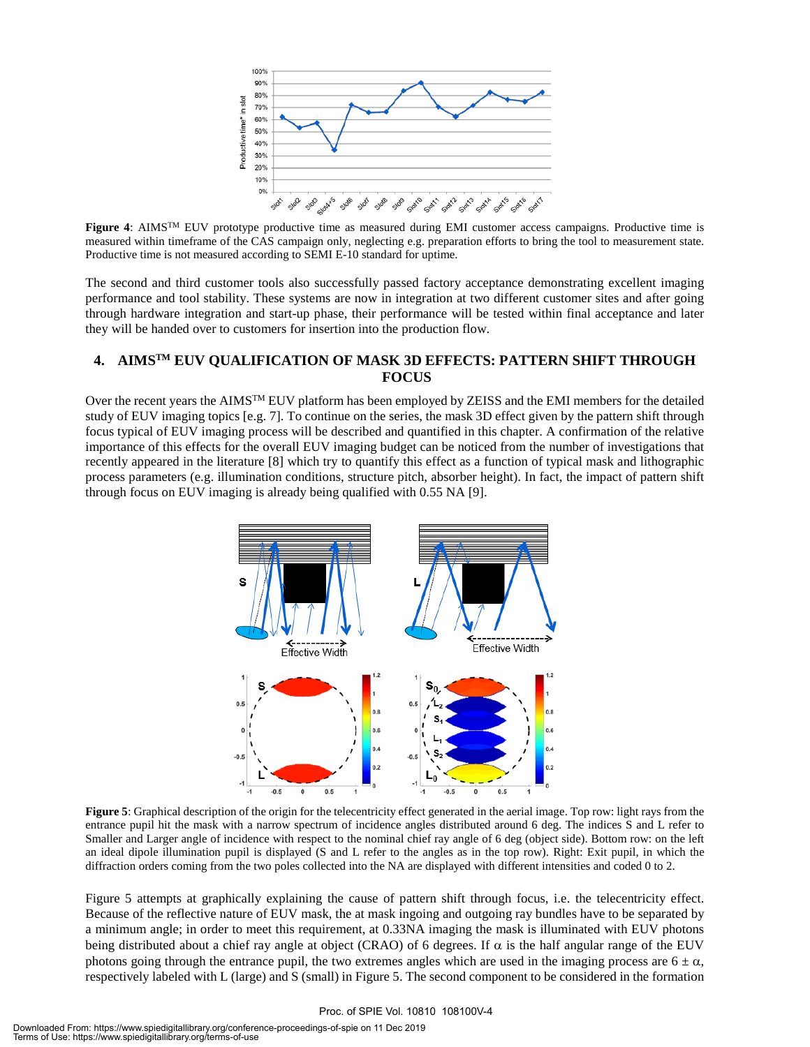**Figure 4**: AIMS™ EUV prototype productive time as measured during EMI customer access campaigns. Productive time is measured within timeframe of the CAS campaign only, neglecting e.g. preparation efforts to bring the tool to measurement state. Productive time is not measured according to SEMI E-10 standard for uptime.

The second and third customer tools also successfully passed factory acceptance demonstrating excellent imaging performance and tool stability. These systems are now in integration at two different customer sites and after going through hardware integration and start-up phase, their performance will be tested within final acceptance and later they will be handed over to customers for insertion into the production flow.

## 4. AIMS™ EUV QUALIFICATION OF MASK 3D EFFECTS: PATTERN SHIFT THROUGH FOCUS

Over the recent years the AIMS™ EUV platform has been employed by ZEISS and the EMI members for the detailed study of EUV imaging topics [e.g. 7]. To continue on the series, the mask 3D effect given by the pattern shift through focus typical of EUV imaging process will be described and quantified in this chapter. A confirmation of the relative importance of this effects for the overall EUV imaging budget can be noticed from the number of investigations that recently appeared in the literature [8] which try to quantify this effect as a function of typical mask and lithographic process parameters (e.g. illumination conditions, structure pitch, absorber height). In fact, the impact of pattern shift through focus on EUV imaging is already being qualified with 0.55 NA [9].

**Figure 5**: Graphical description of the origin for the telecentricity effect generated in the aerial image. Top row: light rays from the entrance pupil hit the mask with a narrow spectrum of incidence angles distributed around 6 deg. The indices S and L refer to Smaller and Larger angle of incidence with respect to the nominal chief ray angle of 6 deg (object side). Bottom row: on the left an ideal dipole illumination pupil is displayed (S and L refer to the angles as in the top row). Right: Exit pupil, in which the diffraction orders coming from the two poles collected into the NA are displayed with different intensities and coded 0 to 2.

Figure 5 attempts at graphically explaining the cause of pattern shift through focus, i.e. the telecentricity effect. Because of the reflective nature of EUV mask, the at mask ingoing and outgoing ray bundles have to be separated by a minimum angle; in order to meet this requirement, at 0.33NA imaging the mask is illuminated with EUV photons being distributed about a chief ray angle at object (CRAO) of 6 degrees. If $\alpha$ is the half angular range of the EUV photons going through the entrance pupil, the two extremes angles which are used in the imaging process are $6 \pm \alpha$, respectively labeled with L (large) and S (small) in Figure 5. The second component to be considered in the formation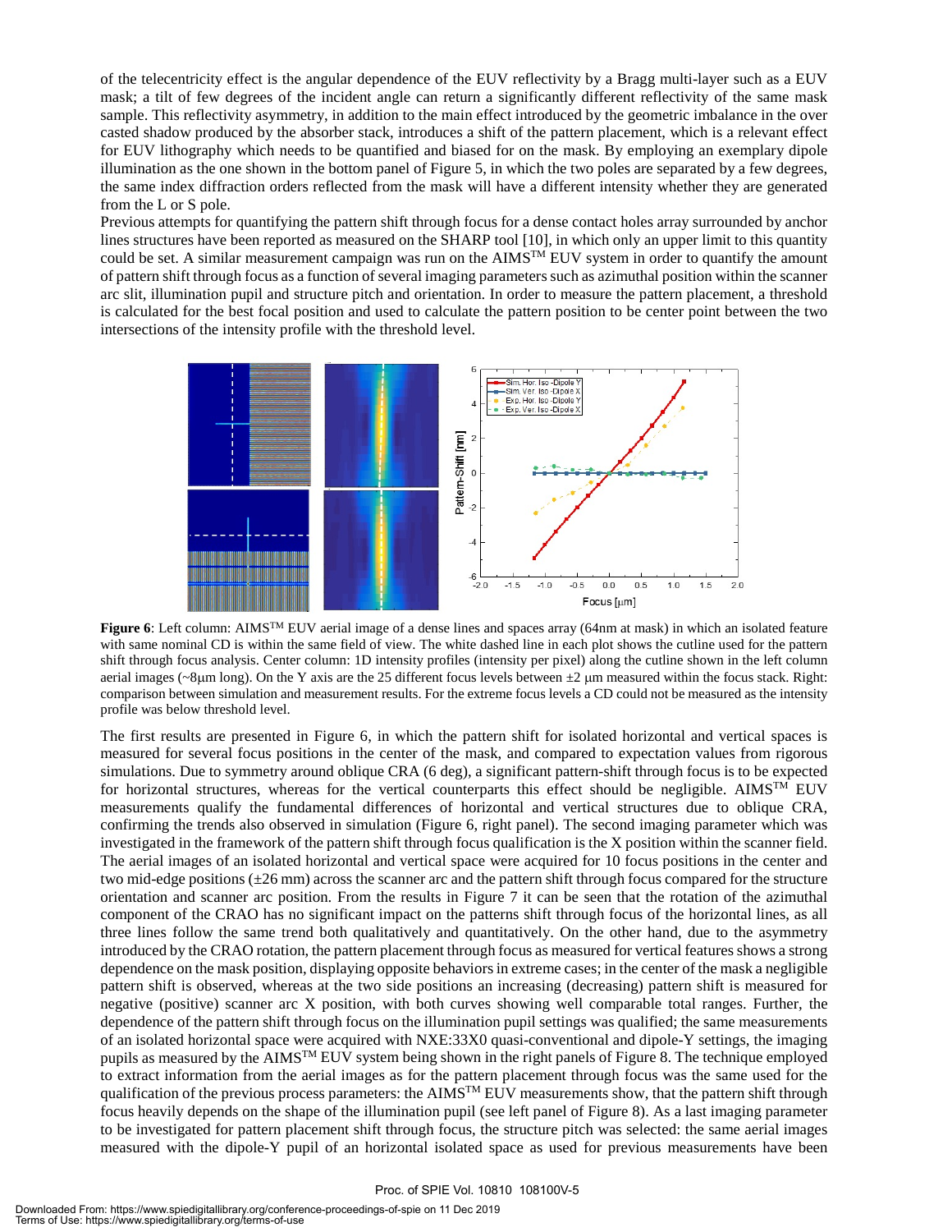of the telecentricity effect is the angular dependence of the EUV reflectivity by a Bragg multi-layer such as a EUV mask; a tilt of few degrees of the incident angle can return a significantly different reflectivity of the same mask sample. This reflectivity asymmetry, in addition to the main effect introduced by the geometric imbalance in the over casted shadow produced by the absorber stack, introduces a shift of the pattern placement, which is a relevant effect for EUV lithography which needs to be quantified and biased for on the mask. By employing an exemplary dipole illumination as the one shown in the bottom panel of Figure 5, in which the two poles are separated by a few degrees, the same index diffraction orders reflected from the mask will have a different intensity whether they are generated from the L or S pole.

Previous attempts for quantifying the pattern shift through focus for a dense contact holes array surrounded by anchor lines structures have been reported as measured on the SHARP tool [10], in which only an upper limit to this quantity could be set. A similar measurement campaign was run on the AIMS™ EUV system in order to quantify the amount of pattern shift through focus as a function of several imaging parameters such as azimuthal position within the scanner arc slit, illumination pupil and structure pitch and orientation. In order to measure the pattern placement, a threshold is calculated for the best focal position and used to calculate the pattern position to be center point between the two intersections of the intensity profile with the threshold level.

**Figure 6**: Left column: AIMS™ EUV aerial image of a dense lines and spaces array (64nm at mask) in which an isolated feature with same nominal CD is within the same field of view. The white dashed line in each plot shows the cutline used for the pattern shift through focus analysis. Center column: 1D intensity profiles (intensity per pixel) along the cutline shown in the left column aerial images (~8μm long). On the Y axis are the 25 different focus levels between ±2 μm measured within the focus stack. Right: comparison between simulation and measurement results. For the extreme focus levels a CD could not be measured as the intensity profile was below threshold level.

The first results are presented in Figure 6, in which the pattern shift for isolated horizontal and vertical spaces is measured for several focus positions in the center of the mask, and compared to expectation values from rigorous simulations. Due to symmetry around oblique CRA (6 deg), a significant pattern-shift through focus is to be expected for horizontal structures, whereas for the vertical counterparts this effect should be negligible. AIMS™ EUV measurements qualify the fundamental differences of horizontal and vertical structures due to oblique CRA, confirming the trends also observed in simulation (Figure 6, right panel). The second imaging parameter which was investigated in the framework of the pattern shift through focus qualification is the X position within the scanner field. The aerial images of an isolated horizontal and vertical space were acquired for 10 focus positions in the center and two mid-edge positions (±26 mm) across the scanner arc and the pattern shift through focus compared for the structure orientation and scanner arc position. From the results in Figure 7 it can be seen that the rotation of the azimuthal component of the CRAO has no significant impact on the patterns shift through focus of the horizontal lines, as all three lines follow the same trend both qualitatively and quantitatively. On the other hand, due to the asymmetry introduced by the CRAO rotation, the pattern placement through focus as measured for vertical features shows a strong dependence on the mask position, displaying opposite behaviors in extreme cases; in the center of the mask a negligible pattern shift is observed, whereas at the two side positions an increasing (decreasing) pattern shift is measured for negative (positive) scanner arc X position, with both curves showing well comparable total ranges. Further, the dependence of the pattern shift through focus on the illumination pupil settings was qualified; the same measurements of an isolated horizontal space were acquired with NXE:33X0 quasi-conventional and dipole-Y settings, the imaging pupils as measured by the AIMS™ EUV system being shown in the right panels of Figure 8. The technique employed to extract information from the aerial images as for the pattern placement through focus was the same used for the qualification of the previous process parameters: the AIMS™ EUV measurements show, that the pattern shift through focus heavily depends on the shape of the illumination pupil (see left panel of Figure 8). As a last imaging parameter to be investigated for pattern placement shift through focus, the structure pitch was selected: the same aerial images measured with the dipole-Y pupil of an horizontal isolated space as used for previous measurements have been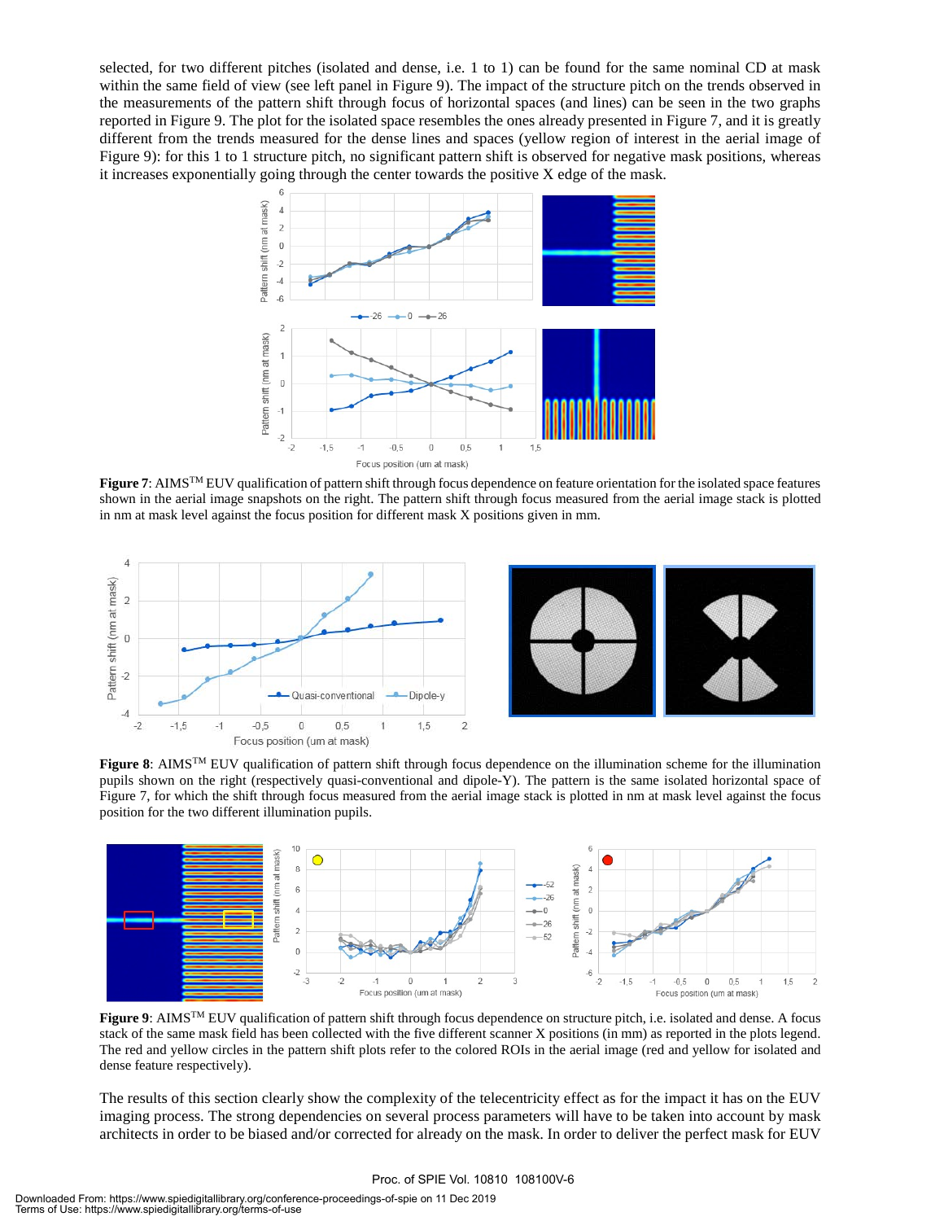selected, for two different pitches (isolated and dense, i.e. 1 to 1) can be found for the same nominal CD at mask within the same field of view (see left panel in Figure 9). The impact of the structure pitch on the trends observed in the measurements of the pattern shift through focus of horizontal spaces (and lines) can be seen in the two graphs reported in Figure 9. The plot for the isolated space resembles the ones already presented in Figure 7, and it is greatly different from the trends measured for the dense lines and spaces (yellow region of interest in the aerial image of Figure 9): for this 1 to 1 structure pitch, no significant pattern shift is observed for negative mask positions, whereas it increases exponentially going through the center towards the positive X edge of the mask.

**Figure 7**: AIMS[TM] EUV qualification of pattern shift through focus dependence on feature orientation for the isolated space features shown in the aerial image snapshots on the right. The pattern shift through focus measured from the aerial image stack is plotted in nm at mask level against the focus position for different mask X positions given in mm.

**Figure 8**: AIMS[TM] EUV qualification of pattern shift through focus dependence on the illumination scheme for the illumination pupils shown on the right (respectively quasi-conventional and dipole-Y). The pattern is the same isolated horizontal space of Figure 7, for which the shift through focus measured from the aerial image stack is plotted in nm at mask level against the focus position for the two different illumination pupils.

**Figure 9**: AIMS[TM] EUV qualification of pattern shift through focus dependence on structure pitch, i.e. isolated and dense. A focus stack of the same mask field has been collected with the five different scanner X positions (in mm) as reported in the plots legend. The red and yellow circles in the pattern shift plots refer to the colored ROIs in the aerial image (red and yellow for isolated and dense feature respectively).

The results of this section clearly show the complexity of the telecentricity effect as for the impact it has on the EUV imaging process. The strong dependencies on several process parameters will have to be taken into account by mask architects in order to be biased and/or corrected for already on the mask. In order to deliver the perfect mask for EUV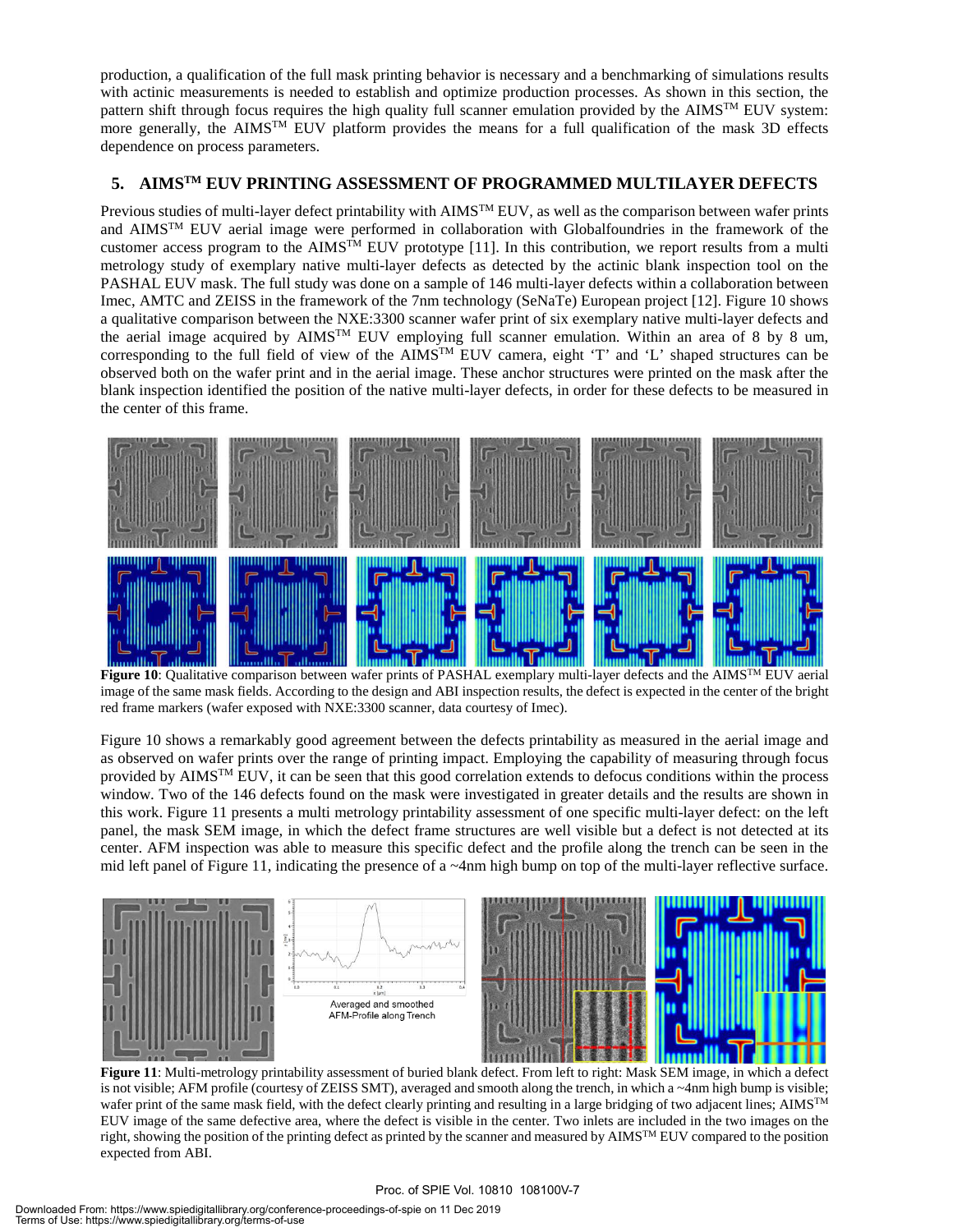production, a qualification of the full mask printing behavior is necessary and a benchmarking of simulations results with actinic measurements is needed to establish and optimize production processes. As shown in this section, the pattern shift through focus requires the high quality full scanner emulation provided by the AIMS™ EUV system: more generally, the AIMS™ EUV platform provides the means for a full qualification of the mask 3D effects dependence on process parameters.

## 5. AIMS™ EUV PRINTING ASSESSMENT OF PROGRAMMED MULTILAYER DEFECTS

Previous studies of multi-layer defect printability with AIMS™ EUV, as well as the comparison between wafer prints and AIMS™ EUV aerial image were performed in collaboration with Globalfoundries in the framework of the customer access program to the AIMS™ EUV prototype [11]. In this contribution, we report results from a multi metrology study of exemplary native multi-layer defects as detected by the actinic blank inspection tool on the PASHAL EUV mask. The full study was done on a sample of 146 multi-layer defects within a collaboration between Imec, AMTC and ZEISS in the framework of the 7nm technology (SeNaTe) European project [12]. Figure 10 shows a qualitative comparison between the NXE:3300 scanner wafer print of six exemplary native multi-layer defects and the aerial image acquired by AIMS™ EUV employing full scanner emulation. Within an area of 8 by 8 um, corresponding to the full field of view of the AIMS™ EUV camera, eight 'T' and 'L' shaped structures can be observed both on the wafer print and in the aerial image. These anchor structures were printed on the mask after the blank inspection identified the position of the native multi-layer defects, in order for these defects to be measured in the center of this frame.

**Figure 10**: Qualitative comparison between wafer prints of PASHAL exemplary multi-layer defects and the AIMS™ EUV aerial image of the same mask fields. According to the design and ABI inspection results, the defect is expected in the center of the bright red frame markers (wafer exposed with NXE:3300 scanner, data courtesy of Imec).

Figure 10 shows a remarkably good agreement between the defects printability as measured in the aerial image and as observed on wafer prints over the range of printing impact. Employing the capability of measuring through focus provided by AIMS™ EUV, it can be seen that this good correlation extends to defocus conditions within the process window. Two of the 146 defects found on the mask were investigated in greater details and the results are shown in this work. Figure 11 presents a multi metrology printability assessment of one specific multi-layer defect: on the left panel, the mask SEM image, in which the defect frame structures are well visible but a defect is not detected at its center. AFM inspection was able to measure this specific defect and the profile along the trench can be seen in the mid left panel of Figure 11, indicating the presence of a ~4nm high bump on top of the multi-layer reflective surface.

**Figure 11**: Multi-metrology printability assessment of buried blank defect. From left to right: Mask SEM image, in which a defect is not visible; AFM profile (courtesy of ZEISS SMT), averaged and smooth along the trench, in which a ~4nm high bump is visible; wafer print of the same mask field, with the defect clearly printing and resulting in a large bridging of two adjacent lines; AIMS™ EUV image of the same defective area, where the defect is visible in the center. Two inlets are included in the two images on the right, showing the position of the printing defect as printed by the scanner and measured by AIMS™ EUV compared to the position expected from ABI.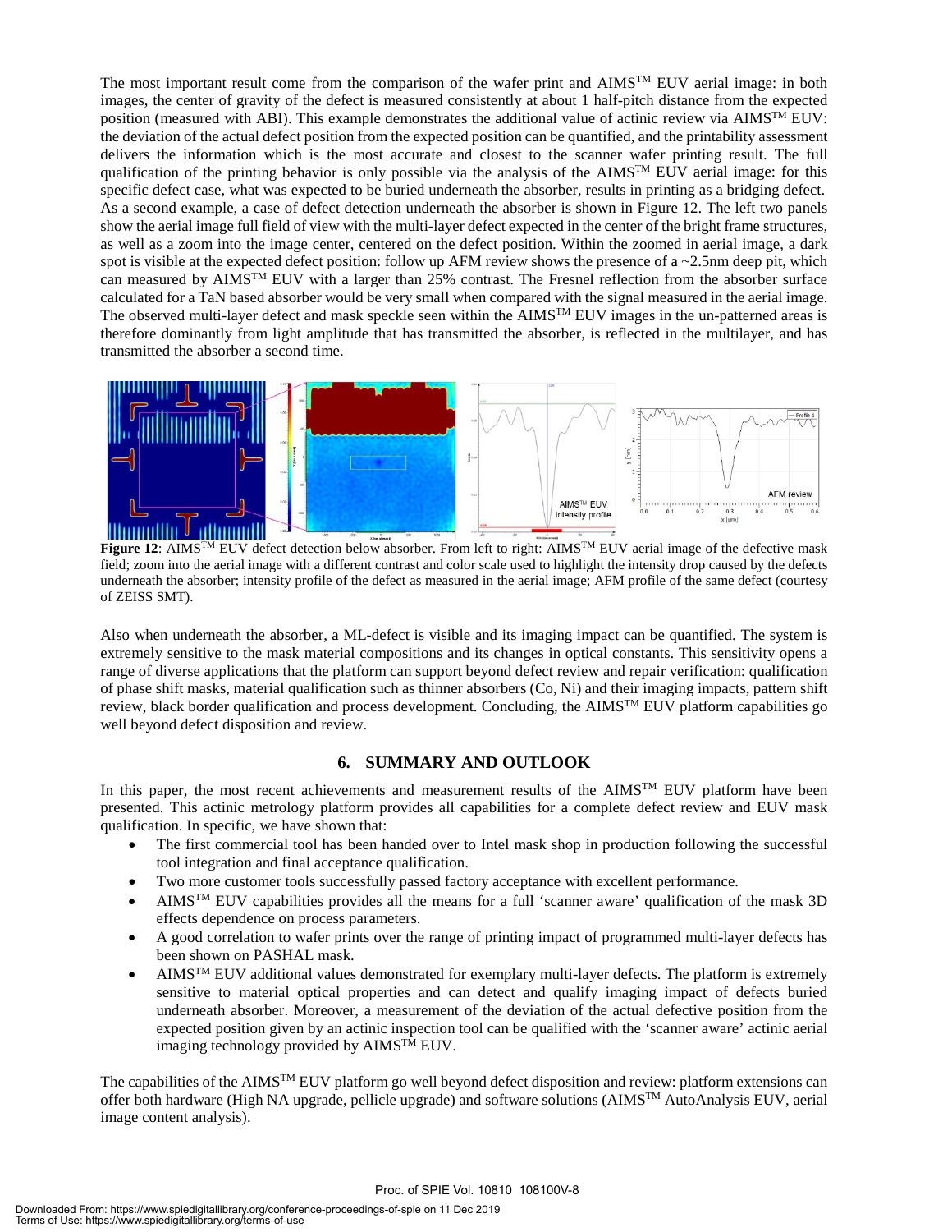The most important result come from the comparison of the wafer print and AIMS™ EUV aerial image: in both images, the center of gravity of the defect is measured consistently at about 1 half-pitch distance from the expected position (measured with ABI). This example demonstrates the additional value of actinic review via AIMS™ EUV: the deviation of the actual defect position from the expected position can be quantified, and the printability assessment delivers the information which is the most accurate and closest to the scanner wafer printing result. The full qualification of the printing behavior is only possible via the analysis of the AIMS™ EUV aerial image: for this specific defect case, what was expected to be buried underneath the absorber, results in printing as a bridging defect. As a second example, a case of defect detection underneath the absorber is shown in Figure 12. The left two panels show the aerial image full field of view with the multi-layer defect expected in the center of the bright frame structures, as well as a zoom into the image center, centered on the defect position. Within the zoomed in aerial image, a dark spot is visible at the expected defect position: follow up AFM review shows the presence of a ~2.5nm deep pit, which can measured by AIMS™ EUV with a larger than 25% contrast. The Fresnel reflection from the absorber surface calculated for a TaN based absorber would be very small when compared with the signal measured in the aerial image. The observed multi-layer defect and mask speckle seen within the AIMS™ EUV images in the un-patterned areas is therefore dominantly from light amplitude that has transmitted the absorber, is reflected in the multilayer, and has transmitted the absorber a second time.

**Figure 12**: AIMS™ EUV defect detection below absorber. From left to right: AIMS™ EUV aerial image of the defective mask field; zoom into the aerial image with a different contrast and color scale used to highlight the intensity drop caused by the defects underneath the absorber; intensity profile of the defect as measured in the aerial image; AFM profile of the same defect (courtesy of ZEISS SMT).

Also when underneath the absorber, a ML-defect is visible and its imaging impact can be quantified. The system is extremely sensitive to the mask material compositions and its changes in optical constants. This sensitivity opens a range of diverse applications that the platform can support beyond defect review and repair verification: qualification of phase shift masks, material qualification such as thinner absorbers (Co, Ni) and their imaging impacts, pattern shift review, black border qualification and process development. Concluding, the AIMS™ EUV platform capabilities go well beyond defect disposition and review.

## 6. SUMMARY AND OUTLOOK

In this paper, the most recent achievements and measurement results of the AIMS™ EUV platform have been presented. This actinic metrology platform provides all capabilities for a complete defect review and EUV mask qualification. In specific, we have shown that:

- The first commercial tool has been handed over to Intel mask shop in production following the successful tool integration and final acceptance qualification.
- Two more customer tools successfully passed factory acceptance with excellent performance.
- AIMS™ EUV capabilities provides all the means for a full 'scanner aware' qualification of the mask 3D effects dependence on process parameters.
- A good correlation to wafer prints over the range of printing impact of programmed multi-layer defects has been shown on PASHAL mask.
- AIMS™ EUV additional values demonstrated for exemplary multi-layer defects. The platform is extremely sensitive to material optical properties and can detect and qualify imaging impact of defects buried underneath absorber. Moreover, a measurement of the deviation of the actual defective position from the expected position given by an actinic inspection tool can be qualified with the 'scanner aware' actinic aerial imaging technology provided by AIMS™ EUV.

The capabilities of the AIMS™ EUV platform go well beyond defect disposition and review: platform extensions can offer both hardware (High NA upgrade, pellicle upgrade) and software solutions (AIMS™ AutoAnalysis EUV, aerial image content analysis).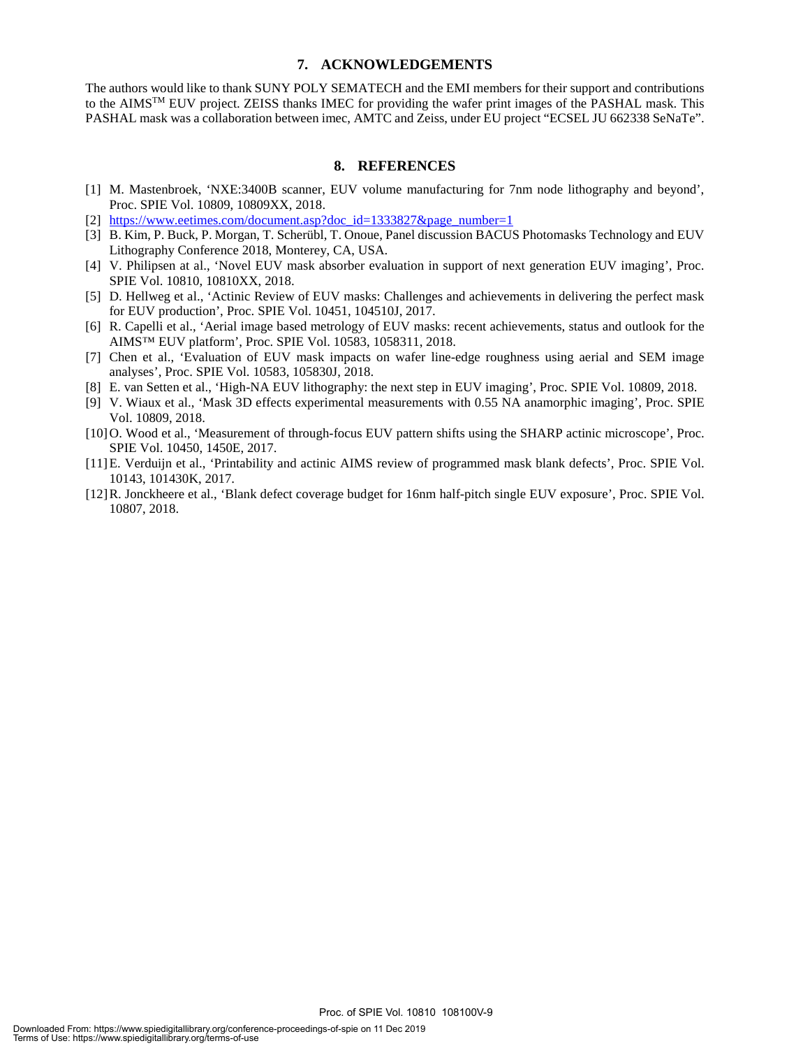## 7. ACKNOWLEDGEMENTS

The authors would like to thank SUNY POLY SEMATECH and the EMI members for their support and contributions to the AIMS™ EUV project. ZEISS thanks IMEC for providing the wafer print images of the PASHAL mask. This PASHAL mask was a collaboration between imec, AMTC and Zeiss, under EU project "ECSEL JU 662338 SeNaTe".

## 8. REFERENCES

[1] M. Mastenbroek, 'NXE:3400B scanner, EUV volume manufacturing for 7nm node lithography and beyond', Proc. SPIE Vol. 10809, 10809XX, 2018.

[2] https://www.eetimes.com/document.asp?doc_id=1333827&page_number=1

[3] B. Kim, P. Buck, P. Morgan, T. Scherübl, T. Onoue, Panel discussion BACUS Photomasks Technology and EUV Lithography Conference 2018, Monterey, CA, USA.

[4] V. Philipsen at al., 'Novel EUV mask absorber evaluation in support of next generation EUV imaging', Proc. SPIE Vol. 10810, 10810XX, 2018.

[5] D. Hellweg et al., 'Actinic Review of EUV masks: Challenges and achievements in delivering the perfect mask for EUV production', Proc. SPIE Vol. 10451, 104510J, 2017.

[6] R. Capelli et al., 'Aerial image based metrology of EUV masks: recent achievements, status and outlook for the AIMS™ EUV platform', Proc. SPIE Vol. 10583, 1058311, 2018.

[7] Chen et al., 'Evaluation of EUV mask impacts on wafer line-edge roughness using aerial and SEM image analyses', Proc. SPIE Vol. 10583, 105830J, 2018.

[8] E. van Setten et al., 'High-NA EUV lithography: the next step in EUV imaging', Proc. SPIE Vol. 10809, 2018.

[9] V. Wiaux et al., 'Mask 3D effects experimental measurements with 0.55 NA anamorphic imaging', Proc. SPIE Vol. 10809, 2018.

[10] O. Wood et al., 'Measurement of through-focus EUV pattern shifts using the SHARP actinic microscope', Proc. SPIE Vol. 10450, 1450E, 2017.

[11] E. Verduijn et al., 'Printability and actinic AIMS review of programmed mask blank defects', Proc. SPIE Vol. 10143, 101430K, 2017.

[12] R. Jonckheere et al., 'Blank defect coverage budget for 16nm half-pitch single EUV exposure', Proc. SPIE Vol. 10807, 2018.